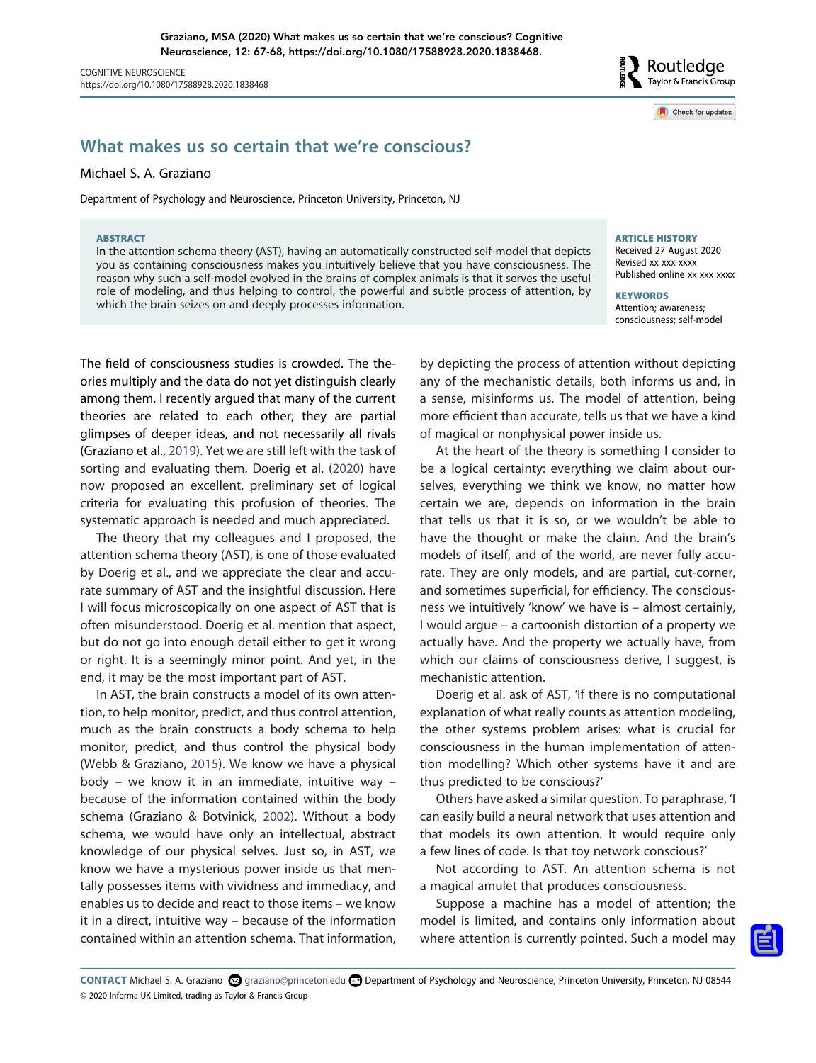Graziano, MSA (2020) What makes us so certain that we're conscious? Cognitive Neuroscience, 12: 67-68, https://doi.org/10.1080/17588928.2020.1838468.

# What makes us so certain that we're conscious?

Michael S. A. Graziano

Department of Psychology and Neuroscience, Princeton University, Princeton, NJ

**ABSTRACT**

In the attention schema theory (AST), having an automatically constructed self-model that depicts you as containing consciousness makes you intuitively believe that you have consciousness. The reason why such a self-model evolved in the brains of complex animals is that it serves the useful role of modeling, and thus helping to control, the powerful and subtle process of attention, by which the brain seizes on and deeply processes information.

**ARTICLE HISTORY**
Received 27 August 2020
Revised xx xxx xxxx
Published online xx xxx xxxx

**KEYWORDS**
Attention; awareness; consciousness; self-model

The field of consciousness studies is crowded. The theories multiply and the data do not yet distinguish clearly among them. I recently argued that many of the current theories are related to each other; they are partial glimpses of deeper ideas, and not necessarily all rivals (Graziano et al., 2019). Yet we are still left with the task of sorting and evaluating them. Doerig et al. (2020) have now proposed an excellent, preliminary set of logical criteria for evaluating this profusion of theories. The systematic approach is needed and much appreciated.

The theory that my colleagues and I proposed, the attention schema theory (AST), is one of those evaluated by Doerig et al., and we appreciate the clear and accurate summary of AST and the insightful discussion. Here I will focus microscopically on one aspect of AST that is often misunderstood. Doerig et al. mention that aspect, but do not go into enough detail either to get it wrong or right. It is a seemingly minor point. And yet, in the end, it may be the most important part of AST.

In AST, the brain constructs a model of its own attention, to help monitor, predict, and thus control attention, much as the brain constructs a body schema to help monitor, predict, and thus control the physical body (Webb & Graziano, 2015). We know we have a physical body – we know it in an immediate, intuitive way – because of the information contained within the body schema (Graziano & Botvinick, 2002). Without a body schema, we would have only an intellectual, abstract knowledge of our physical selves. Just so, in AST, we know we have a mysterious power inside us that mentally possesses items with vividness and immediacy, and enables us to decide and react to those items – we know it in a direct, intuitive way – because of the information contained within an attention schema. That information, by depicting the process of attention without depicting any of the mechanistic details, both informs us and, in a sense, misinforms us. The model of attention, being more efficient than accurate, tells us that we have a kind of magical or nonphysical power inside us.

At the heart of the theory is something I consider to be a logical certainty: everything we claim about ourselves, everything we think we know, no matter how certain we are, depends on information in the brain that tells us that it is so, or we wouldn't be able to have the thought or make the claim. And the brain's models of itself, and of the world, are never fully accurate. They are only models, and are partial, cut-corner, and sometimes superficial, for efficiency. The consciousness we intuitively 'know' we have is – almost certainly, I would argue – a cartoonish distortion of a property we actually have. And the property we actually have, from which our claims of consciousness derive, I suggest, is mechanistic attention.

Doerig et al. ask of AST, 'If there is no computational explanation of what really counts as attention modeling, the other systems problem arises: what is crucial for consciousness in the human implementation of attention modelling? Which other systems have it and are thus predicted to be conscious?'

Others have asked a similar question. To paraphrase, 'I can easily build a neural network that uses attention and that models its own attention. It would require only a few lines of code. Is that toy network conscious?'

Not according to AST. An attention schema is not a magical amulet that produces consciousness.

Suppose a machine has a model of attention; the model is limited, and contains only information about where attention is currently pointed. Such a model may

**CONTACT** Michael S. A. Graziano graziano@princeton.edu Department of Psychology and Neuroscience, Princeton University, Princeton, NJ 08544

© 2020 Informa UK Limited, trading as Taylor & Francis Group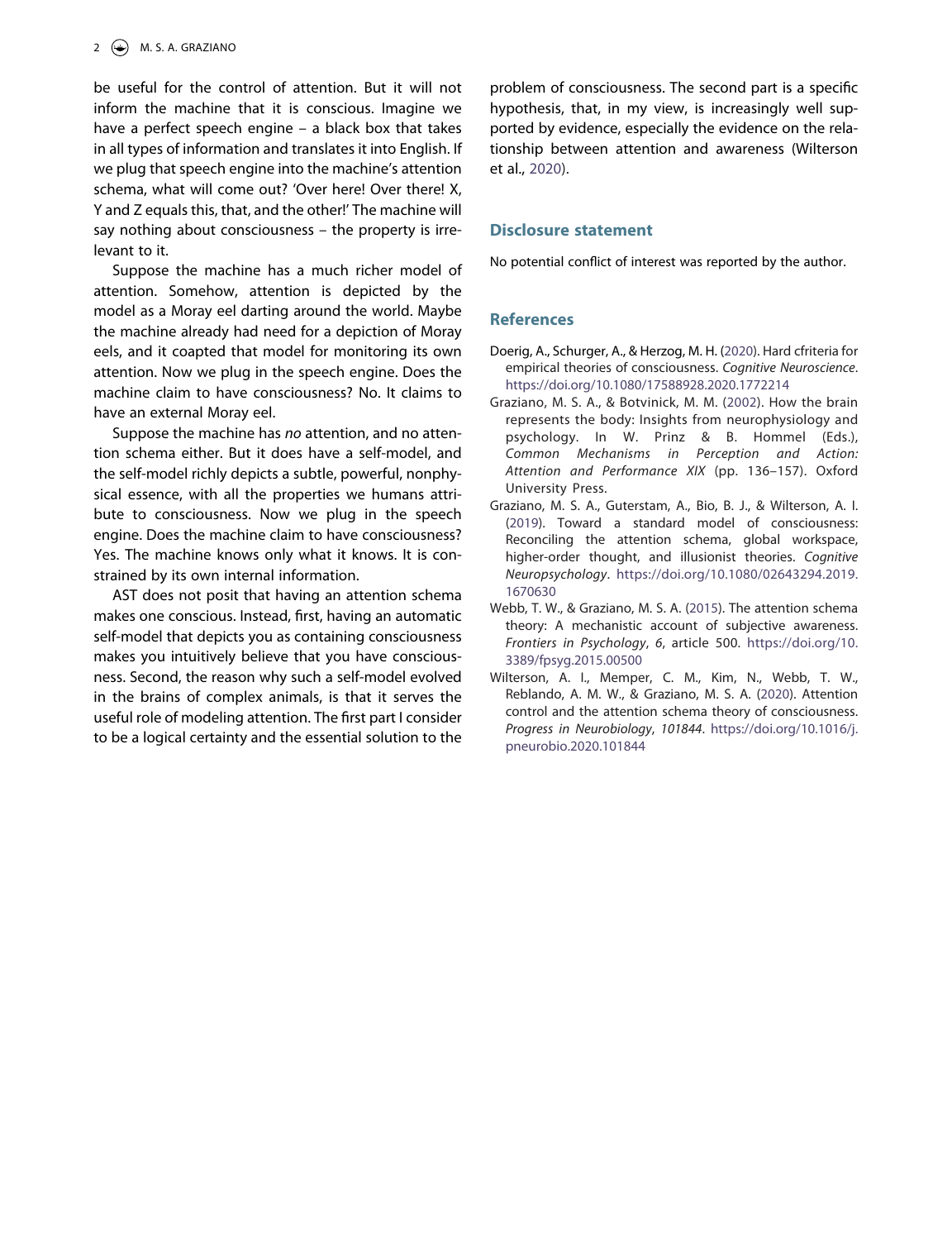be useful for the control of attention. But it will not inform the machine that it is conscious. Imagine we have a perfect speech engine – a black box that takes in all types of information and translates it into English. If we plug that speech engine into the machine's attention schema, what will come out? 'Over here! Over there! X, Y and Z equals this, that, and the other!' The machine will say nothing about consciousness – the property is irrelevant to it.

Suppose the machine has a much richer model of attention. Somehow, attention is depicted by the model as a Moray eel darting around the world. Maybe the machine already had need for a depiction of Moray eels, and it coapted that model for monitoring its own attention. Now we plug in the speech engine. Does the machine claim to have consciousness? No. It claims to have an external Moray eel.

Suppose the machine has *no* attention, and no attention schema either. But it does have a self-model, and the self-model richly depicts a subtle, powerful, nonphysical essence, with all the properties we humans attribute to consciousness. Now we plug in the speech engine. Does the machine claim to have consciousness? Yes. The machine knows only what it knows. It is constrained by its own internal information.

AST does not posit that having an attention schema makes one conscious. Instead, first, having an automatic self-model that depicts you as containing consciousness makes you intuitively believe that you have consciousness. Second, the reason why such a self-model evolved in the brains of complex animals, is that it serves the useful role of modeling attention. The first part I consider to be a logical certainty and the essential solution to the problem of consciousness. The second part is a specific hypothesis, that, in my view, is increasingly well supported by evidence, especially the evidence on the relationship between attention and awareness (Wilterson et al., 2020).

## Disclosure statement

No potential conflict of interest was reported by the author.

## References

Doerig, A., Schurger, A., & Herzog, M. H. (2020). Hard cfriteria for empirical theories of consciousness. *Cognitive Neuroscience*. https://doi.org/10.1080/17588928.2020.1772214

Graziano, M. S. A., & Botvinick, M. M. (2002). How the brain represents the body: Insights from neurophysiology and psychology. In W. Prinz & B. Hommel (Eds.), *Common Mechanisms in Perception and Action: Attention and Performance XIX* (pp. 136–157). Oxford University Press.

Graziano, M. S. A., Guterstam, A., Bio, B. J., & Wilterson, A. I. (2019). Toward a standard model of consciousness: Reconciling the attention schema, global workspace, higher-order thought, and illusionist theories. *Cognitive Neuropsychology*. https://doi.org/10.1080/02643294.2019.1670630

Webb, T. W., & Graziano, M. S. A. (2015). The attention schema theory: A mechanistic account of subjective awareness. *Frontiers in Psychology*, *6*, article 500. https://doi.org/10.3389/fpsyg.2015.00500

Wilterson, A. I., Memper, C. M., Kim, N., Webb, T. W., Reblando, A. M. W., & Graziano, M. S. A. (2020). Attention control and the attention schema theory of consciousness. *Progress in Neurobiology*, *101844*. https://doi.org/10.1016/j.pneurobio.2020.101844